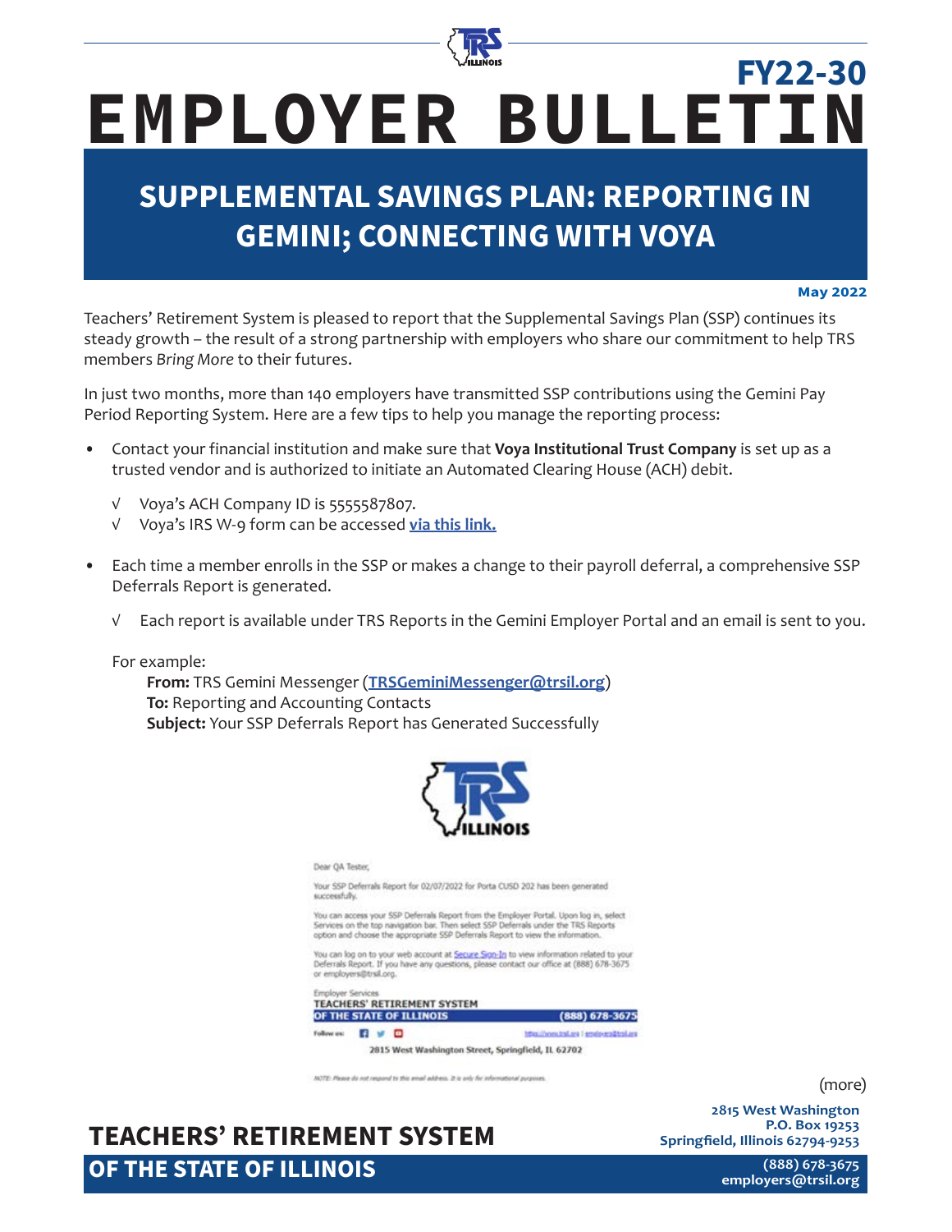# FY22-30

# EMPLOYER BULLETIN

## SUPPLEMENTAL SAVINGS PLAN: REPORTING IN GEMINI; CONNECTING WITH VOYA

**May 2022**

Teachers' Retirement System is pleased to report that the Supplemental Savings Plan (SSP) continues its steady growth – the result of a strong partnership with employers who share our commitment to help TRS members *Bring More* to their futures.

In just two months, more than 140 employers have transmitted SSP contributions using the Gemini Pay Period Reporting System. Here are a few tips to help you manage the reporting process:

- Contact your financial institution and make sure that **Voya Institutional Trust Company** is set up as a trusted vendor and is authorized to initiate an Automated Clearing House (ACH) debit.
  - √ Voya's ACH Company ID is 5555587807.
  - √ Voya's IRS W-9 form can be accessed **via this link.**
- Each time a member enrolls in the SSP or makes a change to their payroll deferral, a comprehensive SSP Deferrals Report is generated.
  - √ Each report is available under TRS Reports in the Gemini Employer Portal and an email is sent to you.

For example:

**From:** TRS Gemini Messenger (**TRSGeminiMessenger@trsil.org**)
**To:** Reporting and Accounting Contacts
**Subject:** Your SSP Deferrals Report has Generated Successfully

Dear QA Tester,

Your SSP Deferrals Report for 02/07/2022 for Porta CUSD 202 has been generated successfully.

You can access your SSP Deferrals Report from the Employer Portal. Upon log in, select Services on the top navigation bar. Then select SSP Deferrals under the TRS Reports option and choose the appropriate SSP Deferrals Report to view the information.

You can log on to your web account at Secure Sign-In to view information related to your Deferrals Report. If you have any questions, please contact our office at (888) 678-3675 or employers@trsil.org.

Employer Services
TEACHERS' RETIREMENT SYSTEM OF THE STATE OF ILLINOIS (888) 678-3675
https://www.trsil.org | employers@trsil.org
2815 West Washington Street, Springfield, IL 62702

NOTE: Please do not respond to this email address. It is only for informational purposes.

(more)

**TEACHERS' RETIREMENT SYSTEM OF THE STATE OF ILLINOIS**

2815 West Washington
P.O. Box 19253
Springfield, Illinois 62794-9253
(888) 678-3675
employers@trsil.org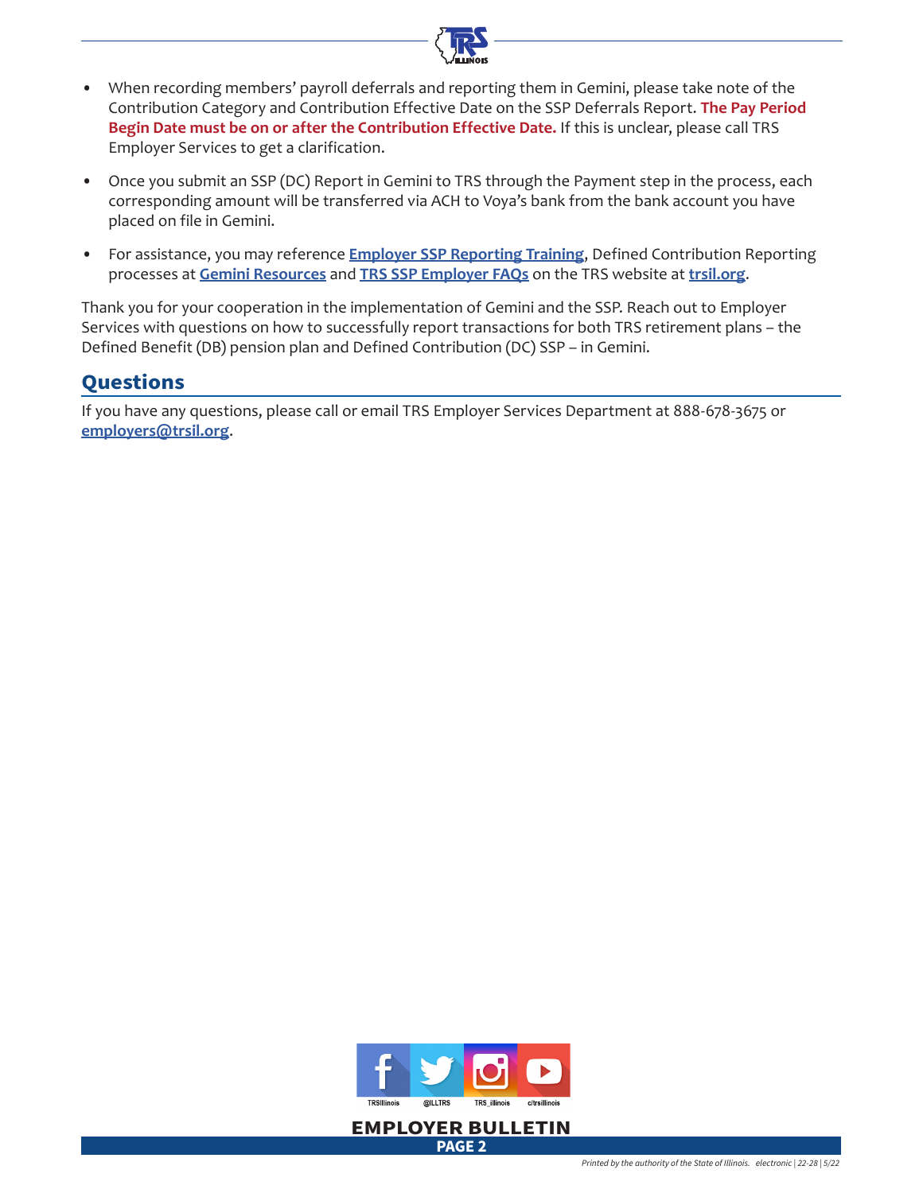- When recording members' payroll deferrals and reporting them in Gemini, please take note of the Contribution Category and Contribution Effective Date on the SSP Deferrals Report. **The Pay Period Begin Date must be on or after the Contribution Effective Date.** If this is unclear, please call TRS Employer Services to get a clarification.

- Once you submit an SSP (DC) Report in Gemini to TRS through the Payment step in the process, each corresponding amount will be transferred via ACH to Voya's bank from the bank account you have placed on file in Gemini.

- For assistance, you may reference **Employer SSP Reporting Training**, Defined Contribution Reporting processes at **Gemini Resources** and **TRS SSP Employer FAQs** on the TRS website at **trsil.org**.

Thank you for your cooperation in the implementation of Gemini and the SSP. Reach out to Employer Services with questions on how to successfully report transactions for both TRS retirement plans – the Defined Benefit (DB) pension plan and Defined Contribution (DC) SSP – in Gemini.

## Questions

If you have any questions, please call or email TRS Employer Services Department at 888-678-3675 or **employers@trsil.org**.

TRSIllinois @ILLTRS TRS_illinois c/trsillinois

*Printed by the authority of the State of Illinois. electronic | 22-28 | 5/22*